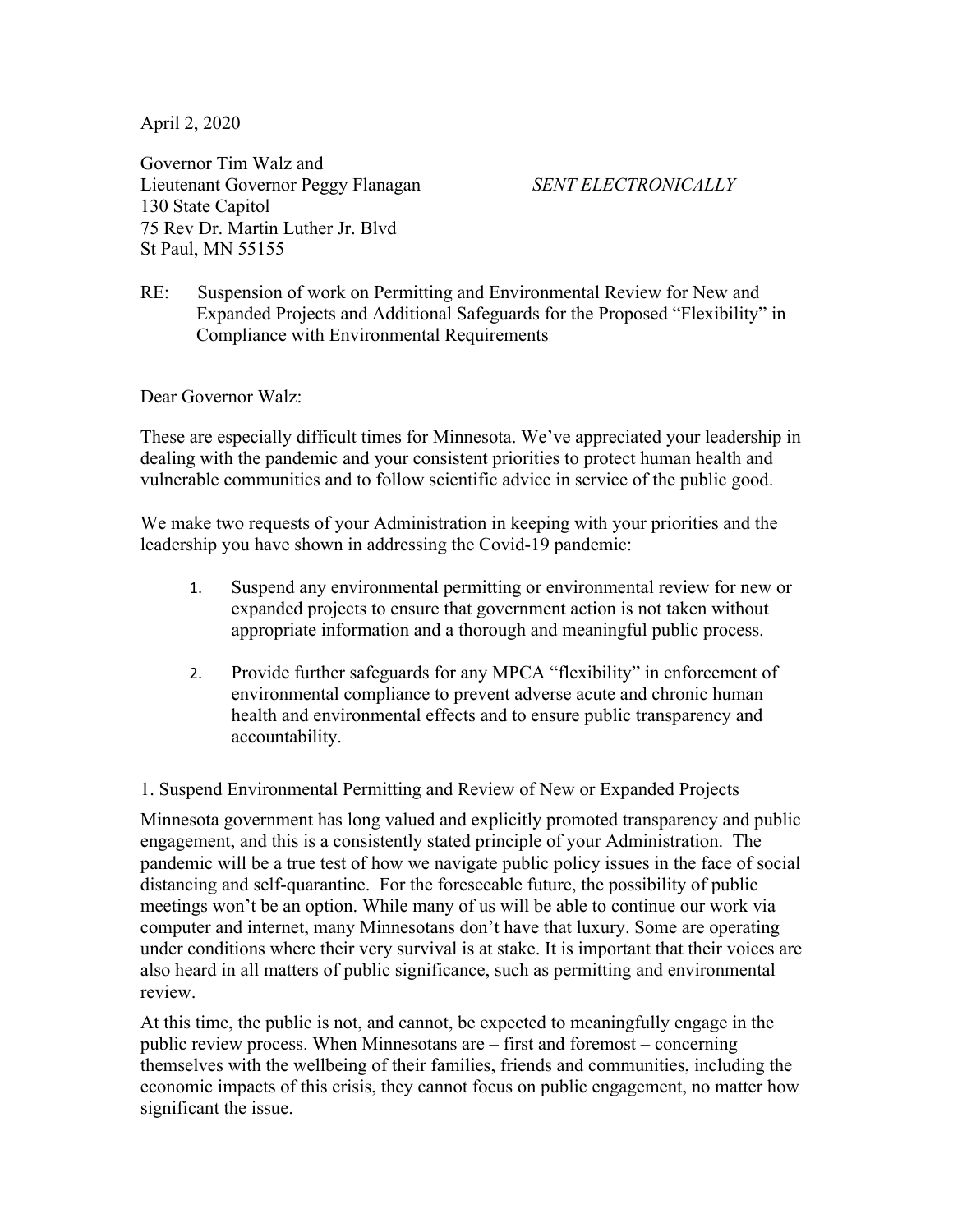April 2, 2020

Governor Tim Walz and
Lieutenant Governor Peggy Flanagan *SENT ELECTRONICALLY*
130 State Capitol
75 Rev Dr. Martin Luther Jr. Blvd
St Paul, MN 55155

RE: Suspension of work on Permitting and Environmental Review for New and Expanded Projects and Additional Safeguards for the Proposed "Flexibility" in Compliance with Environmental Requirements

Dear Governor Walz:

These are especially difficult times for Minnesota. We've appreciated your leadership in dealing with the pandemic and your consistent priorities to protect human health and vulnerable communities and to follow scientific advice in service of the public good.

We make two requests of your Administration in keeping with your priorities and the leadership you have shown in addressing the Covid-19 pandemic:

1. Suspend any environmental permitting or environmental review for new or expanded projects to ensure that government action is not taken without appropriate information and a thorough and meaningful public process.

2. Provide further safeguards for any MPCA "flexibility" in enforcement of environmental compliance to prevent adverse acute and chronic human health and environmental effects and to ensure public transparency and accountability.

1. <u>Suspend Environmental Permitting and Review of New or Expanded Projects</u>

Minnesota government has long valued and explicitly promoted transparency and public engagement, and this is a consistently stated principle of your Administration. The pandemic will be a true test of how we navigate public policy issues in the face of social distancing and self-quarantine. For the foreseeable future, the possibility of public meetings won't be an option. While many of us will be able to continue our work via computer and internet, many Minnesotans don't have that luxury. Some are operating under conditions where their very survival is at stake. It is important that their voices are also heard in all matters of public significance, such as permitting and environmental review.

At this time, the public is not, and cannot, be expected to meaningfully engage in the public review process. When Minnesotans are – first and foremost – concerning themselves with the wellbeing of their families, friends and communities, including the economic impacts of this crisis, they cannot focus on public engagement, no matter how significant the issue.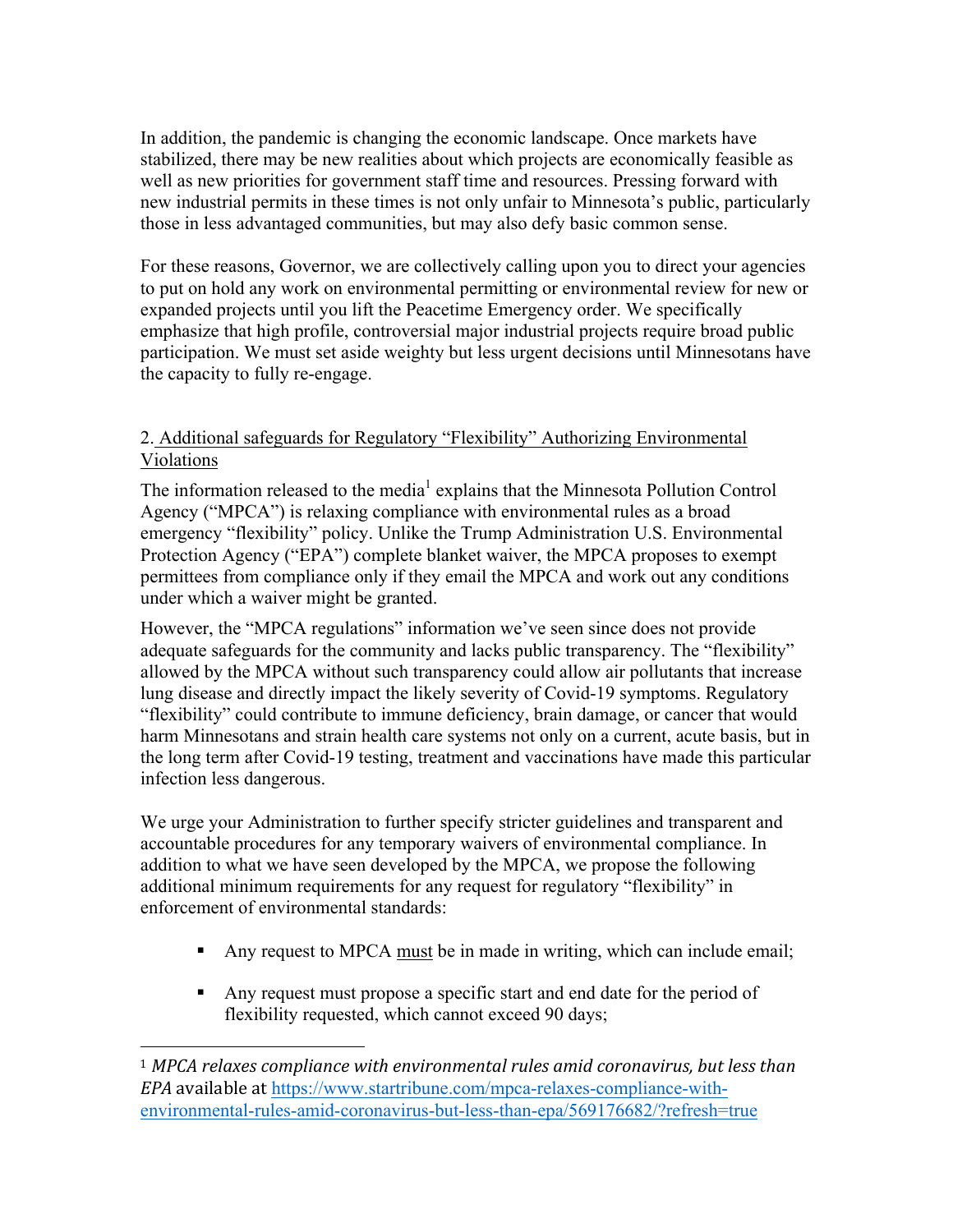In addition, the pandemic is changing the economic landscape. Once markets have stabilized, there may be new realities about which projects are economically feasible as well as new priorities for government staff time and resources. Pressing forward with new industrial permits in these times is not only unfair to Minnesota's public, particularly those in less advantaged communities, but may also defy basic common sense.

For these reasons, Governor, we are collectively calling upon you to direct your agencies to put on hold any work on environmental permitting or environmental review for new or expanded projects until you lift the Peacetime Emergency order. We specifically emphasize that high profile, controversial major industrial projects require broad public participation. We must set aside weighty but less urgent decisions until Minnesotans have the capacity to fully re-engage.

2. <u>Additional safeguards for Regulatory "Flexibility" Authorizing Environmental Violations</u>

The information released to the media[1] explains that the Minnesota Pollution Control Agency ("MPCA") is relaxing compliance with environmental rules as a broad emergency "flexibility" policy. Unlike the Trump Administration U.S. Environmental Protection Agency ("EPA") complete blanket waiver, the MPCA proposes to exempt permittees from compliance only if they email the MPCA and work out any conditions under which a waiver might be granted.

However, the "MPCA regulations" information we've seen since does not provide adequate safeguards for the community and lacks public transparency. The "flexibility" allowed by the MPCA without such transparency could allow air pollutants that increase lung disease and directly impact the likely severity of Covid-19 symptoms. Regulatory "flexibility" could contribute to immune deficiency, brain damage, or cancer that would harm Minnesotans and strain health care systems not only on a current, acute basis, but in the long term after Covid-19 testing, treatment and vaccinations have made this particular infection less dangerous.

We urge your Administration to further specify stricter guidelines and transparent and accountable procedures for any temporary waivers of environmental compliance. In addition to what we have seen developed by the MPCA, we propose the following additional minimum requirements for any request for regulatory "flexibility" in enforcement of environmental standards:

- Any request to MPCA <u>must</u> be in made in writing, which can include email;
- Any request must propose a specific start and end date for the period of flexibility requested, which cannot exceed 90 days;

---

[1] *MPCA relaxes compliance with environmental rules amid coronavirus, but less than EPA* available at https://www.startribune.com/mpca-relaxes-compliance-with-environmental-rules-amid-coronavirus-but-less-than-epa/569176682/?refresh=true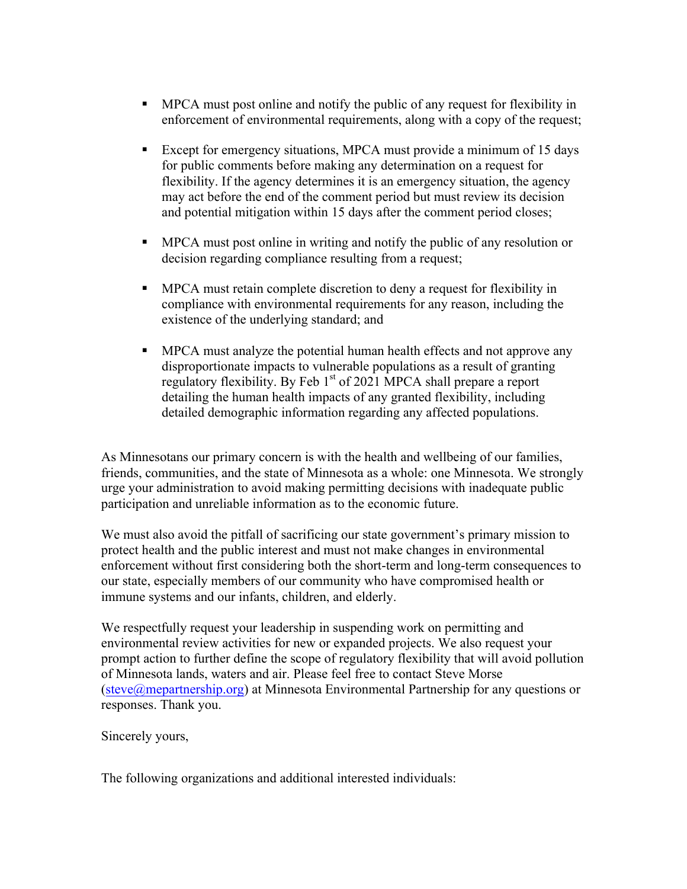- MPCA must post online and notify the public of any request for flexibility in enforcement of environmental requirements, along with a copy of the request;
- Except for emergency situations, MPCA must provide a minimum of 15 days for public comments before making any determination on a request for flexibility. If the agency determines it is an emergency situation, the agency may act before the end of the comment period but must review its decision and potential mitigation within 15 days after the comment period closes;
- MPCA must post online in writing and notify the public of any resolution or decision regarding compliance resulting from a request;
- MPCA must retain complete discretion to deny a request for flexibility in compliance with environmental requirements for any reason, including the existence of the underlying standard; and
- MPCA must analyze the potential human health effects and not approve any disproportionate impacts to vulnerable populations as a result of granting regulatory flexibility. By Feb 1st of 2021 MPCA shall prepare a report detailing the human health impacts of any granted flexibility, including detailed demographic information regarding any affected populations.

As Minnesotans our primary concern is with the health and wellbeing of our families, friends, communities, and the state of Minnesota as a whole: one Minnesota. We strongly urge your administration to avoid making permitting decisions with inadequate public participation and unreliable information as to the economic future.

We must also avoid the pitfall of sacrificing our state government's primary mission to protect health and the public interest and must not make changes in environmental enforcement without first considering both the short-term and long-term consequences to our state, especially members of our community who have compromised health or immune systems and our infants, children, and elderly.

We respectfully request your leadership in suspending work on permitting and environmental review activities for new or expanded projects. We also request your prompt action to further define the scope of regulatory flexibility that will avoid pollution of Minnesota lands, waters and air. Please feel free to contact Steve Morse (steve@mepartnership.org) at Minnesota Environmental Partnership for any questions or responses. Thank you.

Sincerely yours,

The following organizations and additional interested individuals: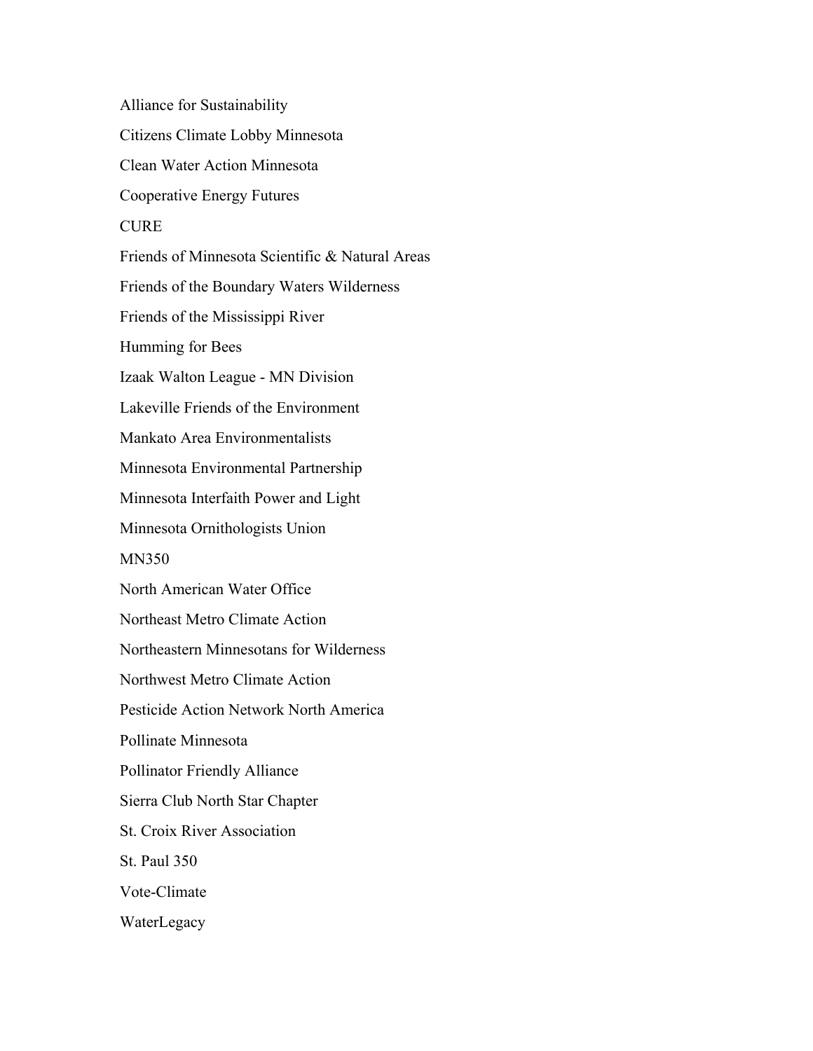Alliance for Sustainability

Citizens Climate Lobby Minnesota

Clean Water Action Minnesota

Cooperative Energy Futures

CURE

Friends of Minnesota Scientific & Natural Areas

Friends of the Boundary Waters Wilderness

Friends of the Mississippi River

Humming for Bees

Izaak Walton League - MN Division

Lakeville Friends of the Environment

Mankato Area Environmentalists

Minnesota Environmental Partnership

Minnesota Interfaith Power and Light

Minnesota Ornithologists Union

MN350

North American Water Office

Northeast Metro Climate Action

Northeastern Minnesotans for Wilderness

Northwest Metro Climate Action

Pesticide Action Network North America

Pollinate Minnesota

Pollinator Friendly Alliance

Sierra Club North Star Chapter

St. Croix River Association

St. Paul 350

Vote-Climate

WaterLegacy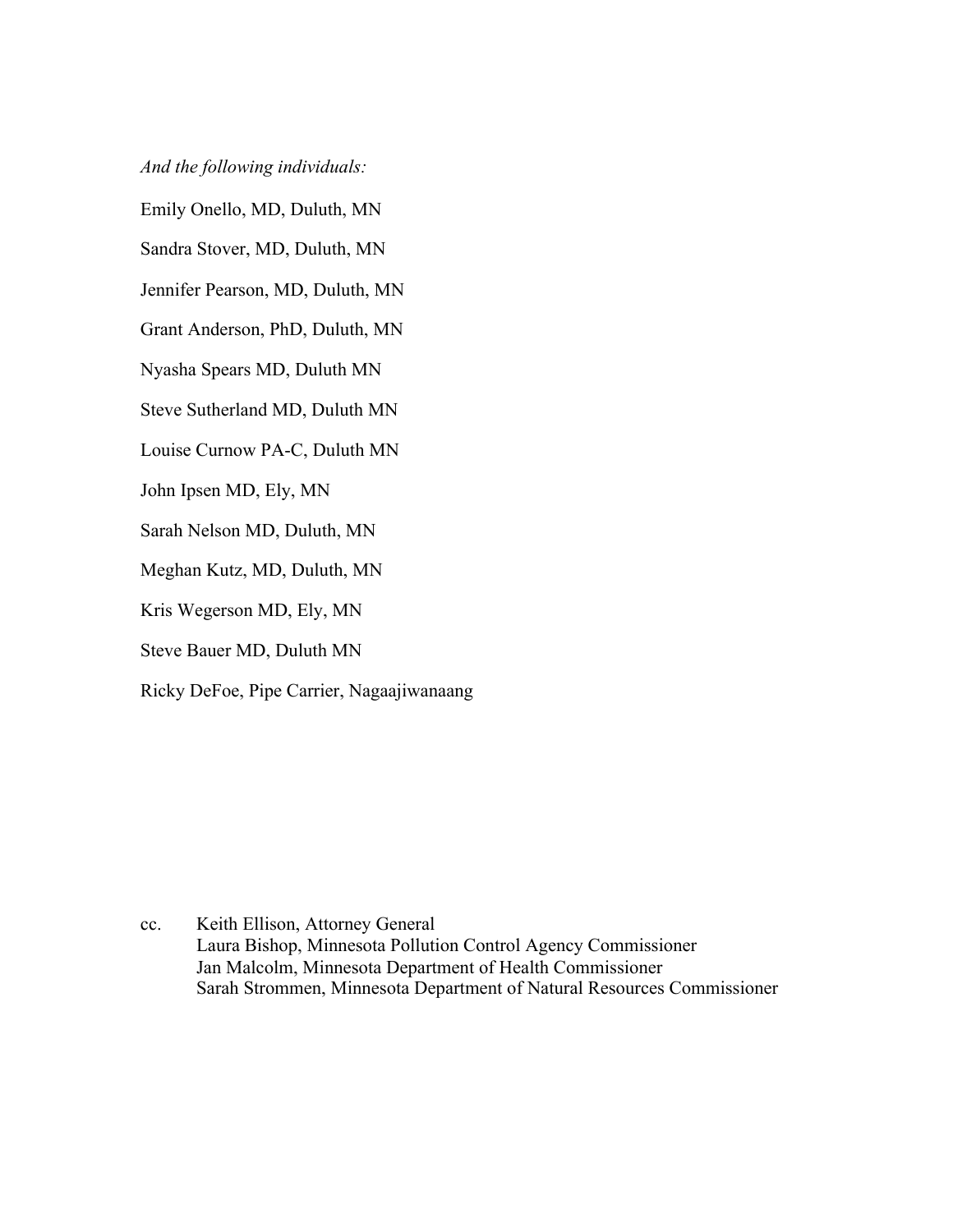*And the following individuals:*

Emily Onello, MD, Duluth, MN

Sandra Stover, MD, Duluth, MN

Jennifer Pearson, MD, Duluth, MN

Grant Anderson, PhD, Duluth, MN

Nyasha Spears MD, Duluth MN

Steve Sutherland MD, Duluth MN

Louise Curnow PA-C, Duluth MN

John Ipsen MD, Ely, MN

Sarah Nelson MD, Duluth, MN

Meghan Kutz, MD, Duluth, MN

Kris Wegerson MD, Ely, MN

Steve Bauer MD, Duluth MN

Ricky DeFoe, Pipe Carrier, Nagaajiwanaang

cc. Keith Ellison, Attorney General
Laura Bishop, Minnesota Pollution Control Agency Commissioner
Jan Malcolm, Minnesota Department of Health Commissioner
Sarah Strommen, Minnesota Department of Natural Resources Commissioner